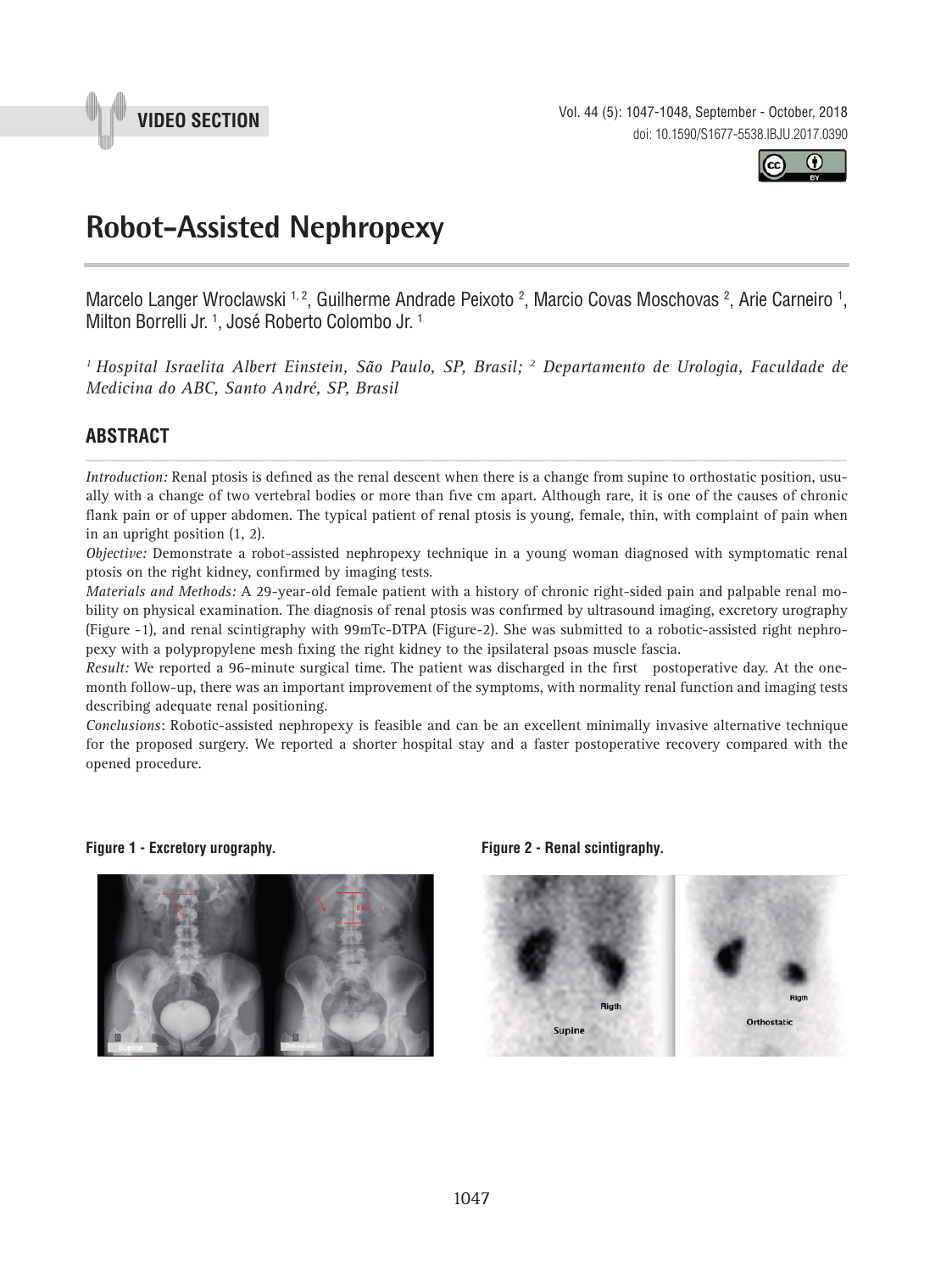VIDEO SECTION

doi: 10.1590/S1677-5538.IBJU.2017.0390

# Robot-Assisted Nephropexy

Marcelo Langer Wroclawski [1, 2], Guilherme Andrade Peixoto [2], Marcio Covas Moschovas [2], Arie Carneiro [1], Milton Borrelli Jr. [1], José Roberto Colombo Jr. [1]

*[1] Hospital Israelita Albert Einstein, São Paulo, SP, Brasil; [2] Departamento de Urologia, Faculdade de Medicina do ABC, Santo André, SP, Brasil*

## ABSTRACT

*Introduction:* Renal ptosis is defined as the renal descent when there is a change from supine to orthostatic position, usually with a change of two vertebral bodies or more than five cm apart. Although rare, it is one of the causes of chronic flank pain or of upper abdomen. The typical patient of renal ptosis is young, female, thin, with complaint of pain when in an upright position (1, 2).

*Objective:* Demonstrate a robot-assisted nephropexy technique in a young woman diagnosed with symptomatic renal ptosis on the right kidney, confirmed by imaging tests.

*Materials and Methods:* A 29-year-old female patient with a history of chronic right-sided pain and palpable renal mobility on physical examination. The diagnosis of renal ptosis was confirmed by ultrasound imaging, excretory urography (Figure -1), and renal scintigraphy with 99mTc-DTPA (Figure-2). She was submitted to a robotic-assisted right nephropexy with a polypropylene mesh fixing the right kidney to the ipsilateral psoas muscle fascia.

*Result:* We reported a 96-minute surgical time. The patient was discharged in the first postoperative day. At the one-month follow-up, there was an important improvement of the symptoms, with normality renal function and imaging tests describing adequate renal positioning.

*Conclusions*: Robotic-assisted nephropexy is feasible and can be an excellent minimally invasive alternative technique for the proposed surgery. We reported a shorter hospital stay and a faster postoperative recovery compared with the opened procedure.

**Figure 1 - Excretory urography.**

**Figure 2 - Renal scintigraphy.**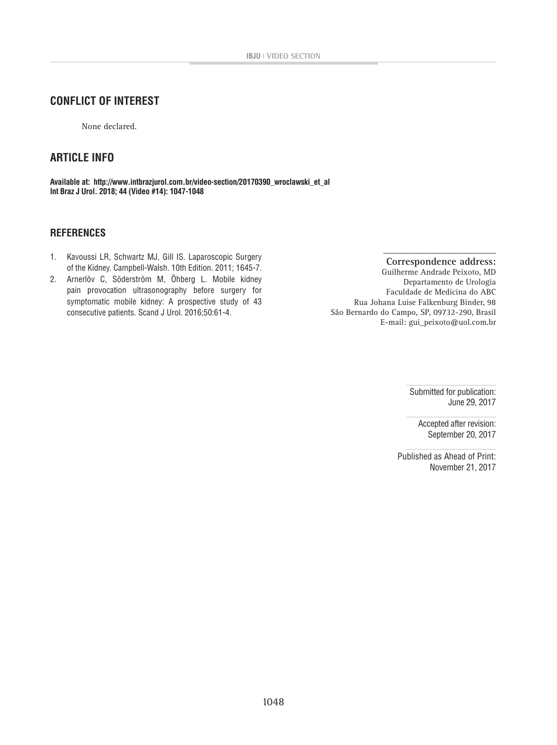## CONFLICT OF INTEREST

None declared.

## ARTICLE INFO

**Available at: http://www.intbrazjurol.com.br/video-section/20170390_wroclawski_et_al**
**Int Braz J Urol. 2018; 44 (Video #14): 1047-1048**

## REFERENCES

1. Kavoussi LR, Schwartz MJ, Gill IS. Laparoscopic Surgery of the Kidney. Campbell-Walsh. 10th Edition. 2011; 1645-7.
2. Arnerlöv C, Söderström M, Öhberg L. Mobile kidney pain provocation ultrasonography before surgery for symptomatic mobile kidney: A prospective study of 43 consecutive patients. Scand J Urol. 2016;50:61-4.

**Correspondence address:**
Guilherme Andrade Peixoto, MD
Departamento de Urologia
Faculdade de Medicina do ABC
Rua Johana Luise Falkenburg Binder, 98
São Bernardo do Campo, SP, 09732-290, Brasil
E-mail: gui_peixoto@uol.com.br

Submitted for publication:
June 29, 2017

Accepted after revision:
September 20, 2017

Published as Ahead of Print:
November 21, 2017